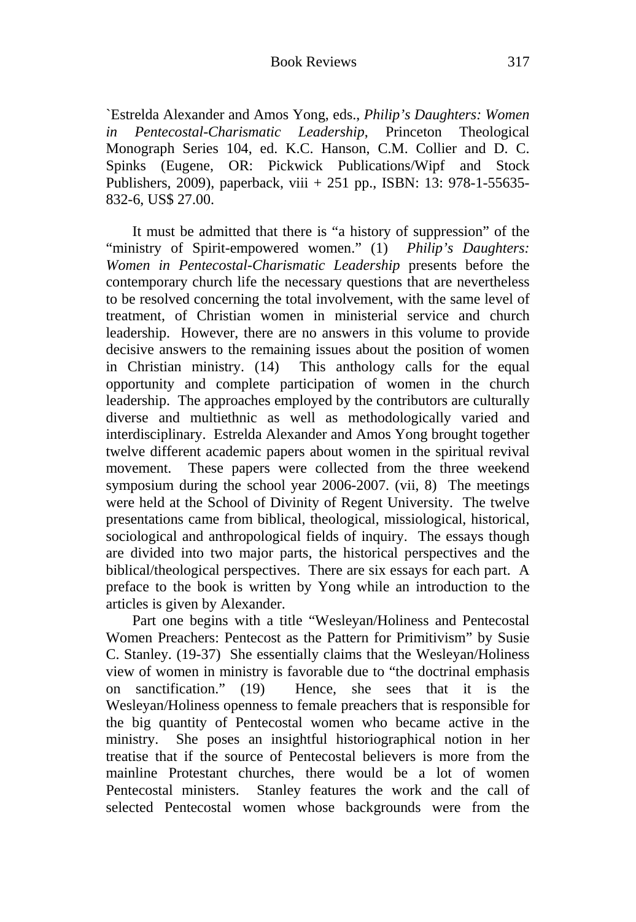`Estrelda Alexander and Amos Yong, eds., *Philip's Daughters: Women in Pentecostal-Charismatic Leadership*, Princeton Theological Monograph Series 104, ed. K.C. Hanson, C.M. Collier and D. C. Spinks (Eugene, OR: Pickwick Publications/Wipf and Stock Publishers, 2009), paperback, viii + 251 pp., ISBN: 13: 978-1-55635-832-6, US$ 27.00.

It must be admitted that there is "a history of suppression" of the "ministry of Spirit-empowered women." (1) *Philip's Daughters: Women in Pentecostal-Charismatic Leadership* presents before the contemporary church life the necessary questions that are nevertheless to be resolved concerning the total involvement, with the same level of treatment, of Christian women in ministerial service and church leadership. However, there are no answers in this volume to provide decisive answers to the remaining issues about the position of women in Christian ministry. (14) This anthology calls for the equal opportunity and complete participation of women in the church leadership. The approaches employed by the contributors are culturally diverse and multiethnic as well as methodologically varied and interdisciplinary. Estrelda Alexander and Amos Yong brought together twelve different academic papers about women in the spiritual revival movement. These papers were collected from the three weekend symposium during the school year 2006-2007. (vii, 8) The meetings were held at the School of Divinity of Regent University. The twelve presentations came from biblical, theological, missiological, historical, sociological and anthropological fields of inquiry. The essays though are divided into two major parts, the historical perspectives and the biblical/theological perspectives. There are six essays for each part. A preface to the book is written by Yong while an introduction to the articles is given by Alexander.

Part one begins with a title "Wesleyan/Holiness and Pentecostal Women Preachers: Pentecost as the Pattern for Primitivism" by Susie C. Stanley. (19-37) She essentially claims that the Wesleyan/Holiness view of women in ministry is favorable due to "the doctrinal emphasis on sanctification." (19) Hence, she sees that it is the Wesleyan/Holiness openness to female preachers that is responsible for the big quantity of Pentecostal women who became active in the ministry. She poses an insightful historiographical notion in her treatise that if the source of Pentecostal believers is more from the mainline Protestant churches, there would be a lot of women Pentecostal ministers. Stanley features the work and the call of selected Pentecostal women whose backgrounds were from the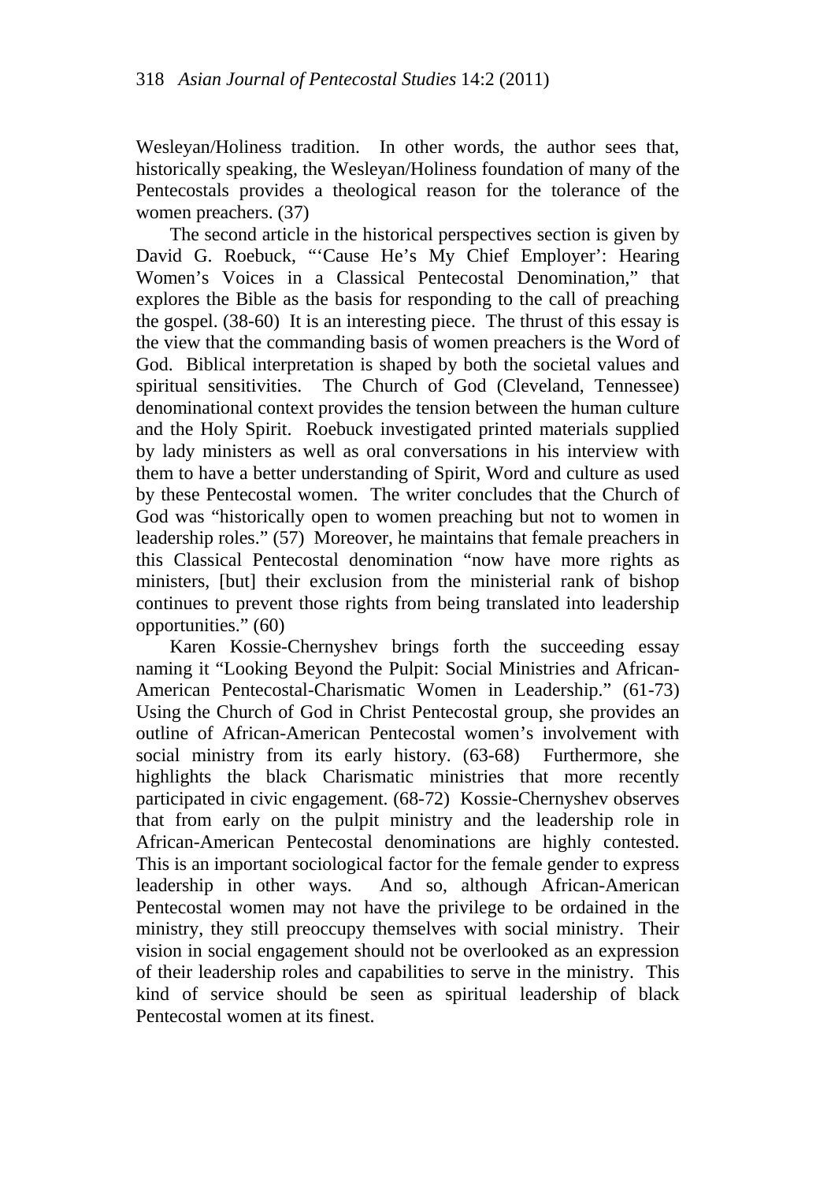Wesleyan/Holiness tradition. In other words, the author sees that, historically speaking, the Wesleyan/Holiness foundation of many of the Pentecostals provides a theological reason for the tolerance of the women preachers. (37)

The second article in the historical perspectives section is given by David G. Roebuck, "'Cause He's My Chief Employer': Hearing Women's Voices in a Classical Pentecostal Denomination," that explores the Bible as the basis for responding to the call of preaching the gospel. (38-60) It is an interesting piece. The thrust of this essay is the view that the commanding basis of women preachers is the Word of God. Biblical interpretation is shaped by both the societal values and spiritual sensitivities. The Church of God (Cleveland, Tennessee) denominational context provides the tension between the human culture and the Holy Spirit. Roebuck investigated printed materials supplied by lady ministers as well as oral conversations in his interview with them to have a better understanding of Spirit, Word and culture as used by these Pentecostal women. The writer concludes that the Church of God was "historically open to women preaching but not to women in leadership roles." (57) Moreover, he maintains that female preachers in this Classical Pentecostal denomination "now have more rights as ministers, [but] their exclusion from the ministerial rank of bishop continues to prevent those rights from being translated into leadership opportunities." (60)

Karen Kossie-Chernyshev brings forth the succeeding essay naming it "Looking Beyond the Pulpit: Social Ministries and African-American Pentecostal-Charismatic Women in Leadership." (61-73) Using the Church of God in Christ Pentecostal group, she provides an outline of African-American Pentecostal women's involvement with social ministry from its early history. (63-68) Furthermore, she highlights the black Charismatic ministries that more recently participated in civic engagement. (68-72) Kossie-Chernyshev observes that from early on the pulpit ministry and the leadership role in African-American Pentecostal denominations are highly contested. This is an important sociological factor for the female gender to express leadership in other ways. And so, although African-American Pentecostal women may not have the privilege to be ordained in the ministry, they still preoccupy themselves with social ministry. Their vision in social engagement should not be overlooked as an expression of their leadership roles and capabilities to serve in the ministry. This kind of service should be seen as spiritual leadership of black Pentecostal women at its finest.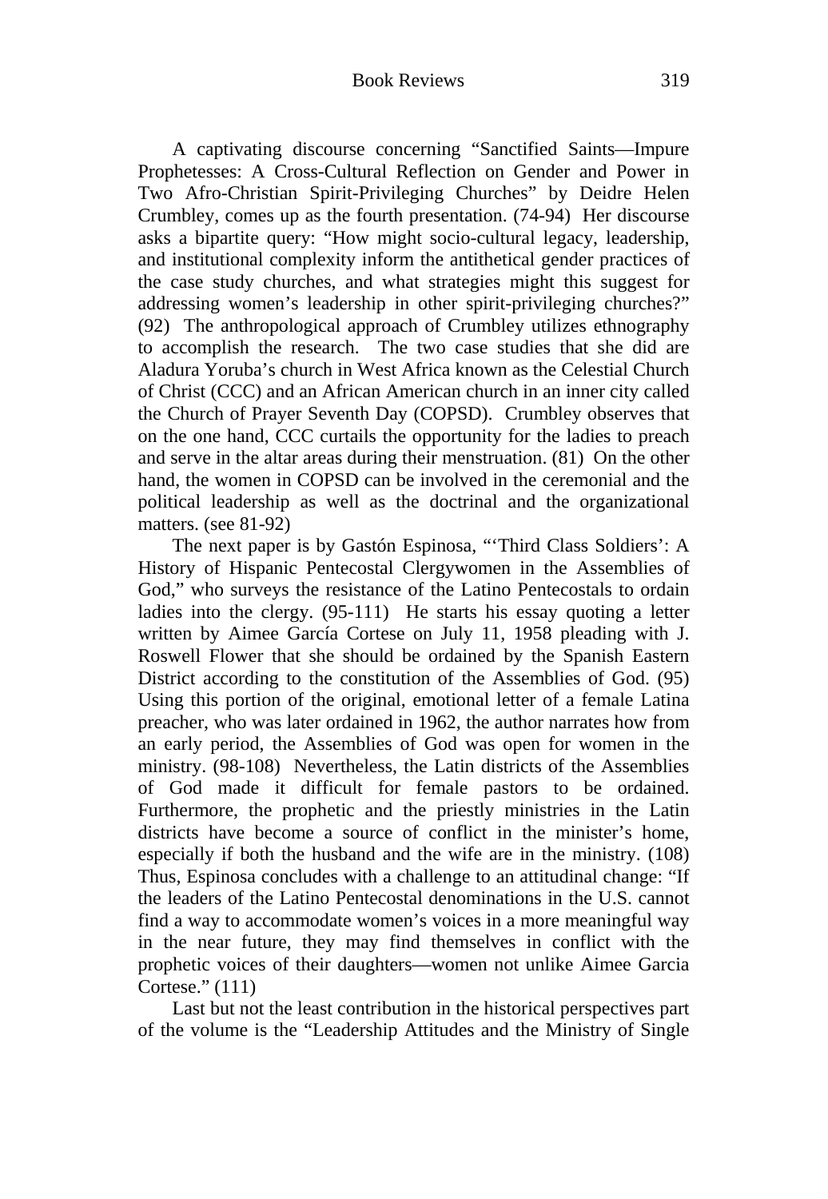A captivating discourse concerning "Sanctified Saints—Impure Prophetesses: A Cross-Cultural Reflection on Gender and Power in Two Afro-Christian Spirit-Privileging Churches" by Deidre Helen Crumbley, comes up as the fourth presentation. (74-94) Her discourse asks a bipartite query: "How might socio-cultural legacy, leadership, and institutional complexity inform the antithetical gender practices of the case study churches, and what strategies might this suggest for addressing women's leadership in other spirit-privileging churches?" (92) The anthropological approach of Crumbley utilizes ethnography to accomplish the research. The two case studies that she did are Aladura Yoruba's church in West Africa known as the Celestial Church of Christ (CCC) and an African American church in an inner city called the Church of Prayer Seventh Day (COPSD). Crumbley observes that on the one hand, CCC curtails the opportunity for the ladies to preach and serve in the altar areas during their menstruation. (81) On the other hand, the women in COPSD can be involved in the ceremonial and the political leadership as well as the doctrinal and the organizational matters. (see 81-92)

The next paper is by Gastón Espinosa, "'Third Class Soldiers': A History of Hispanic Pentecostal Clergywomen in the Assemblies of God," who surveys the resistance of the Latino Pentecostals to ordain ladies into the clergy. (95-111) He starts his essay quoting a letter written by Aimee García Cortese on July 11, 1958 pleading with J. Roswell Flower that she should be ordained by the Spanish Eastern District according to the constitution of the Assemblies of God. (95) Using this portion of the original, emotional letter of a female Latina preacher, who was later ordained in 1962, the author narrates how from an early period, the Assemblies of God was open for women in the ministry. (98-108) Nevertheless, the Latin districts of the Assemblies of God made it difficult for female pastors to be ordained. Furthermore, the prophetic and the priestly ministries in the Latin districts have become a source of conflict in the minister's home, especially if both the husband and the wife are in the ministry. (108) Thus, Espinosa concludes with a challenge to an attitudinal change: "If the leaders of the Latino Pentecostal denominations in the U.S. cannot find a way to accommodate women's voices in a more meaningful way in the near future, they may find themselves in conflict with the prophetic voices of their daughters—women not unlike Aimee Garcia Cortese." (111)

Last but not the least contribution in the historical perspectives part of the volume is the "Leadership Attitudes and the Ministry of Single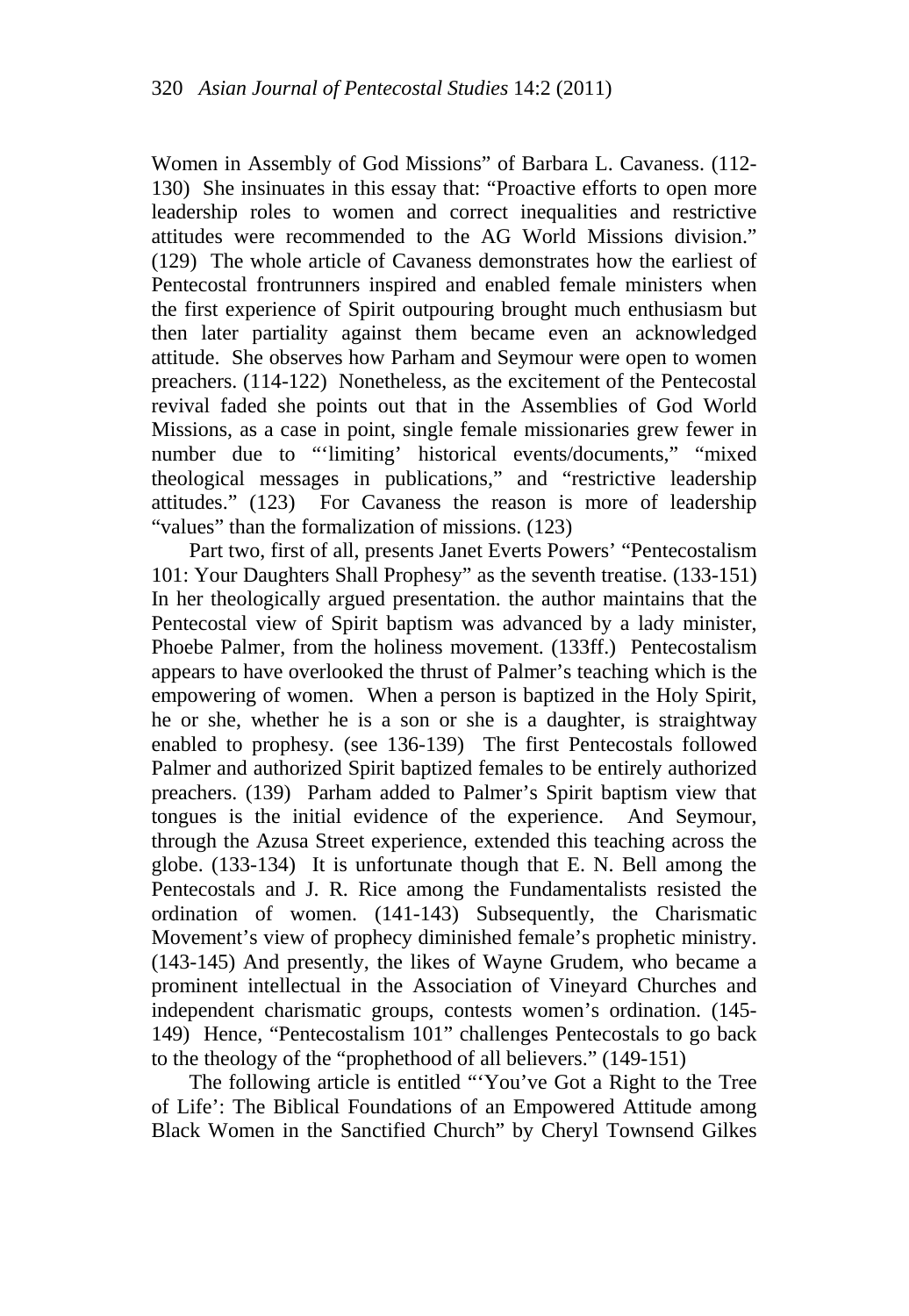Women in Assembly of God Missions" of Barbara L. Cavaness. (112-130) She insinuates in this essay that: "Proactive efforts to open more leadership roles to women and correct inequalities and restrictive attitudes were recommended to the AG World Missions division." (129) The whole article of Cavaness demonstrates how the earliest of Pentecostal frontrunners inspired and enabled female ministers when the first experience of Spirit outpouring brought much enthusiasm but then later partiality against them became even an acknowledged attitude. She observes how Parham and Seymour were open to women preachers. (114-122) Nonetheless, as the excitement of the Pentecostal revival faded she points out that in the Assemblies of God World Missions, as a case in point, single female missionaries grew fewer in number due to "'limiting' historical events/documents," "mixed theological messages in publications," and "restrictive leadership attitudes." (123) For Cavaness the reason is more of leadership "values" than the formalization of missions. (123)

Part two, first of all, presents Janet Everts Powers' "Pentecostalism 101: Your Daughters Shall Prophesy" as the seventh treatise. (133-151) In her theologically argued presentation. the author maintains that the Pentecostal view of Spirit baptism was advanced by a lady minister, Phoebe Palmer, from the holiness movement. (133ff.) Pentecostalism appears to have overlooked the thrust of Palmer's teaching which is the empowering of women. When a person is baptized in the Holy Spirit, he or she, whether he is a son or she is a daughter, is straightway enabled to prophesy. (see 136-139) The first Pentecostals followed Palmer and authorized Spirit baptized females to be entirely authorized preachers. (139) Parham added to Palmer's Spirit baptism view that tongues is the initial evidence of the experience. And Seymour, through the Azusa Street experience, extended this teaching across the globe. (133-134) It is unfortunate though that E. N. Bell among the Pentecostals and J. R. Rice among the Fundamentalists resisted the ordination of women. (141-143) Subsequently, the Charismatic Movement's view of prophecy diminished female's prophetic ministry. (143-145) And presently, the likes of Wayne Grudem, who became a prominent intellectual in the Association of Vineyard Churches and independent charismatic groups, contests women's ordination. (145-149) Hence, "Pentecostalism 101" challenges Pentecostals to go back to the theology of the "prophethood of all believers." (149-151)

The following article is entitled "'You've Got a Right to the Tree of Life': The Biblical Foundations of an Empowered Attitude among Black Women in the Sanctified Church" by Cheryl Townsend Gilkes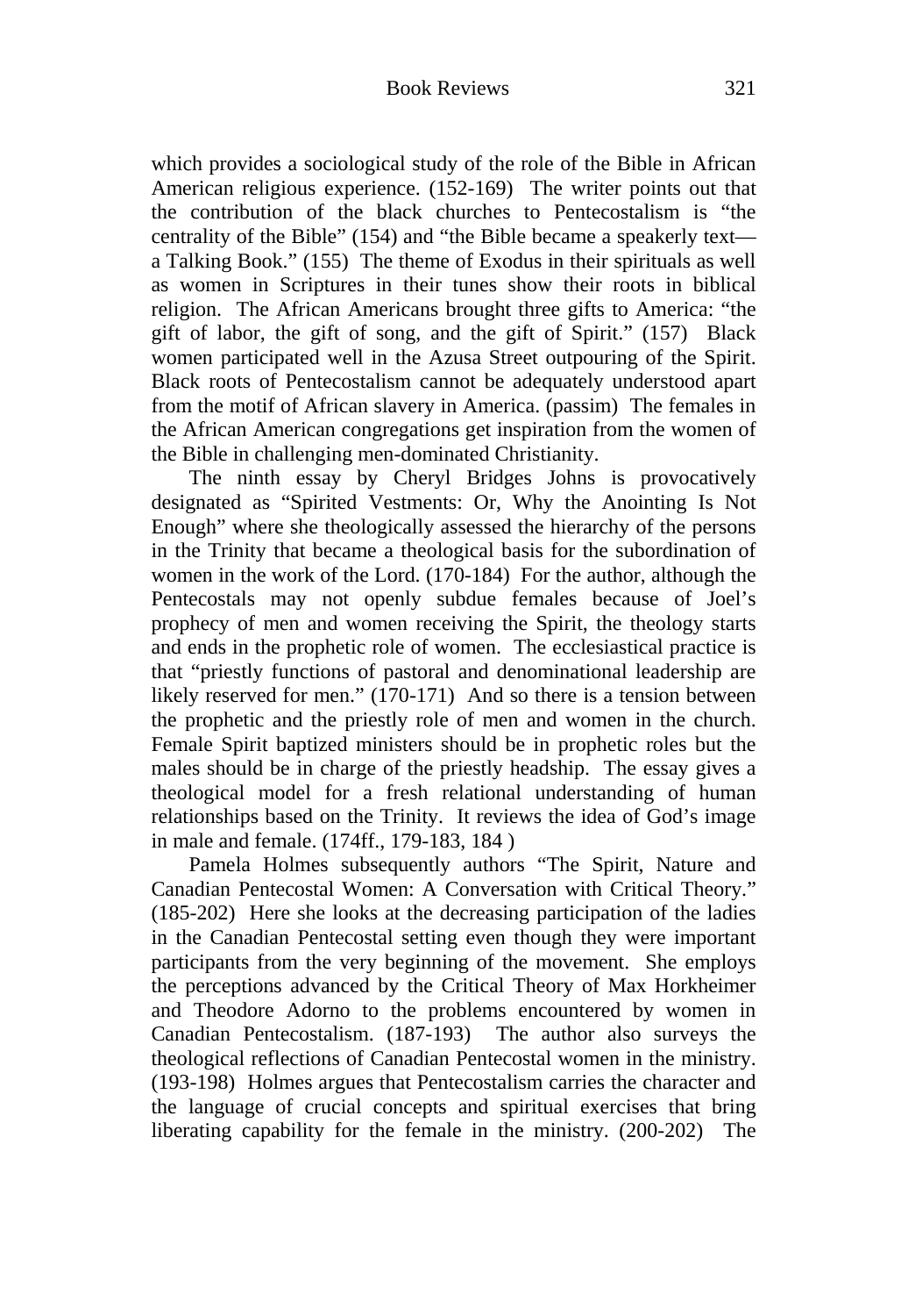which provides a sociological study of the role of the Bible in African American religious experience. (152-169) The writer points out that the contribution of the black churches to Pentecostalism is "the centrality of the Bible" (154) and "the Bible became a speakerly text—a Talking Book." (155) The theme of Exodus in their spirituals as well as women in Scriptures in their tunes show their roots in biblical religion. The African Americans brought three gifts to America: "the gift of labor, the gift of song, and the gift of Spirit." (157) Black women participated well in the Azusa Street outpouring of the Spirit. Black roots of Pentecostalism cannot be adequately understood apart from the motif of African slavery in America. (passim) The females in the African American congregations get inspiration from the women of the Bible in challenging men-dominated Christianity.

The ninth essay by Cheryl Bridges Johns is provocatively designated as "Spirited Vestments: Or, Why the Anointing Is Not Enough" where she theologically assessed the hierarchy of the persons in the Trinity that became a theological basis for the subordination of women in the work of the Lord. (170-184) For the author, although the Pentecostals may not openly subdue females because of Joel's prophecy of men and women receiving the Spirit, the theology starts and ends in the prophetic role of women. The ecclesiastical practice is that "priestly functions of pastoral and denominational leadership are likely reserved for men." (170-171) And so there is a tension between the prophetic and the priestly role of men and women in the church. Female Spirit baptized ministers should be in prophetic roles but the males should be in charge of the priestly headship. The essay gives a theological model for a fresh relational understanding of human relationships based on the Trinity. It reviews the idea of God's image in male and female. (174ff., 179-183, 184 )

Pamela Holmes subsequently authors "The Spirit, Nature and Canadian Pentecostal Women: A Conversation with Critical Theory." (185-202) Here she looks at the decreasing participation of the ladies in the Canadian Pentecostal setting even though they were important participants from the very beginning of the movement. She employs the perceptions advanced by the Critical Theory of Max Horkheimer and Theodore Adorno to the problems encountered by women in Canadian Pentecostalism. (187-193) The author also surveys the theological reflections of Canadian Pentecostal women in the ministry. (193-198) Holmes argues that Pentecostalism carries the character and the language of crucial concepts and spiritual exercises that bring liberating capability for the female in the ministry. (200-202) The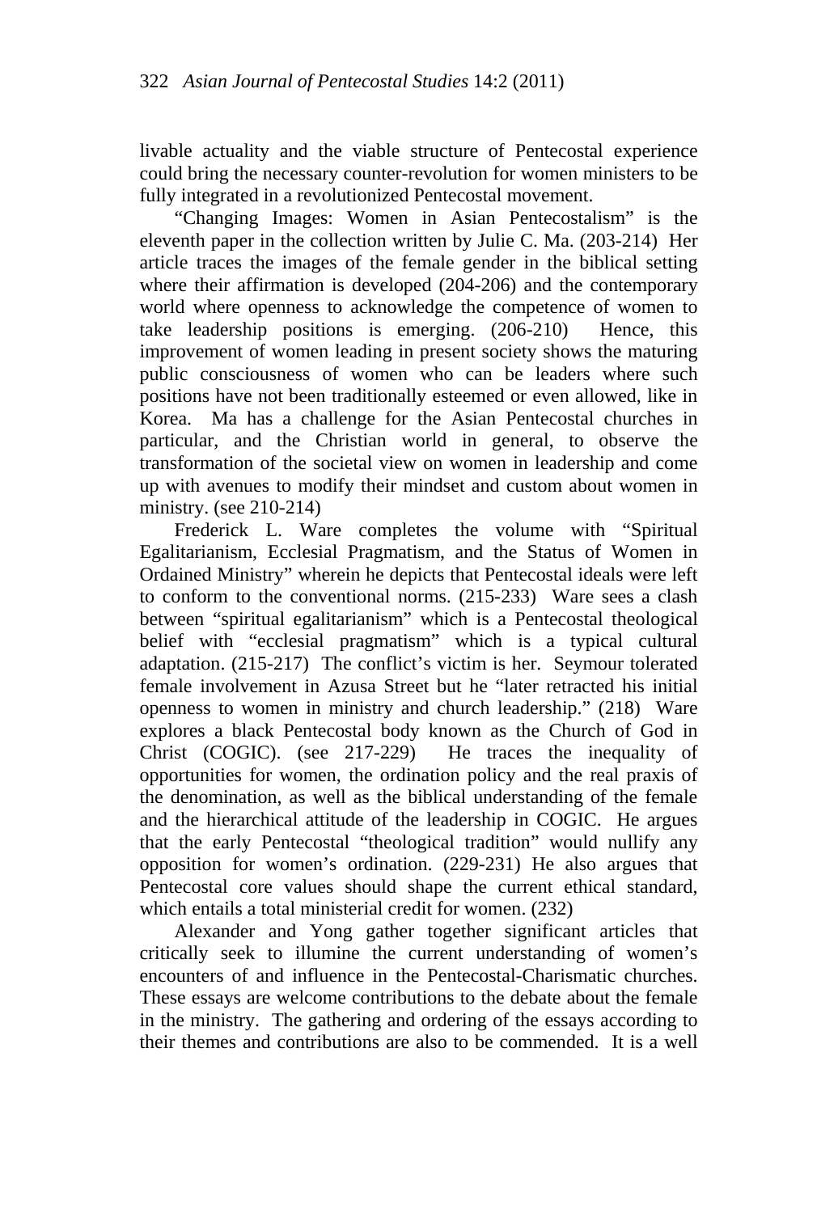livable actuality and the viable structure of Pentecostal experience could bring the necessary counter-revolution for women ministers to be fully integrated in a revolutionized Pentecostal movement.

"Changing Images: Women in Asian Pentecostalism" is the eleventh paper in the collection written by Julie C. Ma. (203-214) Her article traces the images of the female gender in the biblical setting where their affirmation is developed (204-206) and the contemporary world where openness to acknowledge the competence of women to take leadership positions is emerging. (206-210) Hence, this improvement of women leading in present society shows the maturing public consciousness of women who can be leaders where such positions have not been traditionally esteemed or even allowed, like in Korea. Ma has a challenge for the Asian Pentecostal churches in particular, and the Christian world in general, to observe the transformation of the societal view on women in leadership and come up with avenues to modify their mindset and custom about women in ministry. (see 210-214)

Frederick L. Ware completes the volume with "Spiritual Egalitarianism, Ecclesial Pragmatism, and the Status of Women in Ordained Ministry" wherein he depicts that Pentecostal ideals were left to conform to the conventional norms. (215-233) Ware sees a clash between "spiritual egalitarianism" which is a Pentecostal theological belief with "ecclesial pragmatism" which is a typical cultural adaptation. (215-217) The conflict's victim is her. Seymour tolerated female involvement in Azusa Street but he "later retracted his initial openness to women in ministry and church leadership." (218) Ware explores a black Pentecostal body known as the Church of God in Christ (COGIC). (see 217-229) He traces the inequality of opportunities for women, the ordination policy and the real praxis of the denomination, as well as the biblical understanding of the female and the hierarchical attitude of the leadership in COGIC. He argues that the early Pentecostal "theological tradition" would nullify any opposition for women's ordination. (229-231) He also argues that Pentecostal core values should shape the current ethical standard, which entails a total ministerial credit for women. (232)

Alexander and Yong gather together significant articles that critically seek to illumine the current understanding of women's encounters of and influence in the Pentecostal-Charismatic churches. These essays are welcome contributions to the debate about the female in the ministry. The gathering and ordering of the essays according to their themes and contributions are also to be commended. It is a well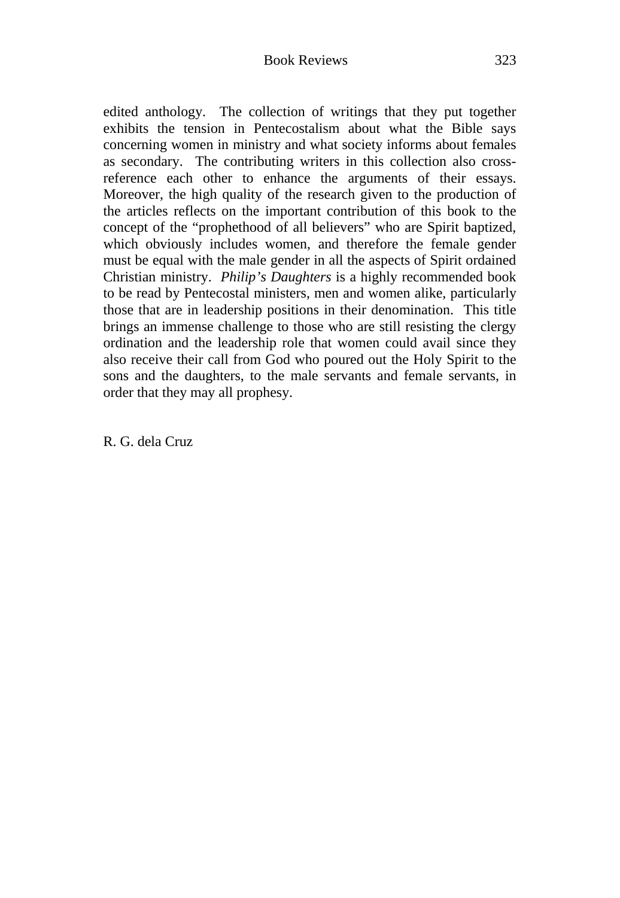edited anthology. The collection of writings that they put together exhibits the tension in Pentecostalism about what the Bible says concerning women in ministry and what society informs about females as secondary. The contributing writers in this collection also cross-reference each other to enhance the arguments of their essays. Moreover, the high quality of the research given to the production of the articles reflects on the important contribution of this book to the concept of the "prophethood of all believers" who are Spirit baptized, which obviously includes women, and therefore the female gender must be equal with the male gender in all the aspects of Spirit ordained Christian ministry. *Philip's Daughters* is a highly recommended book to be read by Pentecostal ministers, men and women alike, particularly those that are in leadership positions in their denomination. This title brings an immense challenge to those who are still resisting the clergy ordination and the leadership role that women could avail since they also receive their call from God who poured out the Holy Spirit to the sons and the daughters, to the male servants and female servants, in order that they may all prophesy.

R. G. dela Cruz